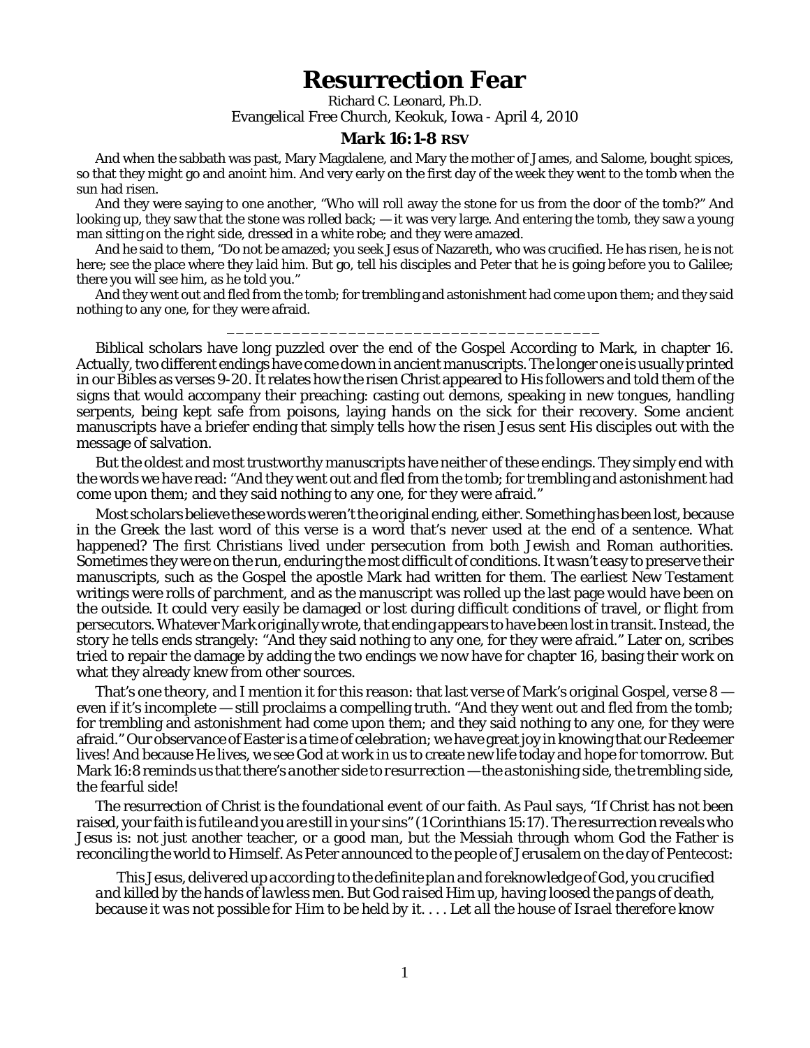# Resurrection Fear

Richard C. Leonard, Ph.D.
Evangelical Free Church, Keokuk, Iowa - April 4, 2010

## Mark 16:1-8 RSV

And when the sabbath was past, Mary Magdalene, and Mary the mother of James, and Salome, bought spices, so that they might go and anoint him. And very early on the first day of the week they went to the tomb when the sun had risen.

And they were saying to one another, "Who will roll away the stone for us from the door of the tomb?" And looking up, they saw that the stone was rolled back; — it was very large. And entering the tomb, they saw a young man sitting on the right side, dressed in a white robe; and they were amazed.

And he said to them, "Do not be amazed; you seek Jesus of Nazareth, who was crucified. He has risen, he is not here; see the place where they laid him. But go, tell his disciples and Peter that he is going before you to Galilee; there you will see him, as he told you."

And they went out and fled from the tomb; for trembling and astonishment had come upon them; and they said nothing to any one, for they were afraid.

________________________________________

Biblical scholars have long puzzled over the end of the Gospel According to Mark, in chapter 16. Actually, two different endings have come down in ancient manuscripts. The longer one is usually printed in our Bibles as verses 9-20. It relates how the risen Christ appeared to His followers and told them of the signs that would accompany their preaching: casting out demons, speaking in new tongues, handling serpents, being kept safe from poisons, laying hands on the sick for their recovery. Some ancient manuscripts have a briefer ending that simply tells how the risen Jesus sent His disciples out with the message of salvation.

But the oldest and most trustworthy manuscripts have neither of these endings. They simply end with the words we have read: "And they went out and fled from the tomb; for trembling and astonishment had come upon them; and they said nothing to any one, for they were afraid."

Most scholars believe these words weren't the original ending, either. Something has been lost, because in the Greek the last word of this verse is a word that's never used at the end of a sentence. What happened? The first Christians lived under persecution from both Jewish and Roman authorities. Sometimes they were on the run, enduring the most difficult of conditions. It wasn't easy to preserve their manuscripts, such as the Gospel the apostle Mark had written for them. The earliest New Testament writings were rolls of parchment, and as the manuscript was rolled up the last page would have been on the outside. It could very easily be damaged or lost during difficult conditions of travel, or flight from persecutors. Whatever Mark originally wrote, that ending appears to have been lost in transit. Instead, the story he tells ends strangely: "And they said nothing to any one, for they were afraid." Later on, scribes tried to repair the damage by adding the two endings we now have for chapter 16, basing their work on what they already knew from other sources.

That's one theory, and I mention it for this reason: that last verse of Mark's original Gospel, verse 8 — even if it's incomplete — still proclaims a compelling truth. "And they went out and fled from the tomb; for trembling and astonishment had come upon them; and they said nothing to any one, for they were afraid." Our observance of Easter is a time of celebration; we have great joy in knowing that our Redeemer lives! And because He lives, we see God at work in us to create new life today and hope for tomorrow. But Mark 16:8 reminds us that *there's another side to resurrection — the astonishing side, the trembling side, the fearful side!*

The resurrection of Christ is the foundational event of our faith. As Paul says, "If Christ has not been raised, your faith is futile and you are still in your sins" (1 Corinthians 15:17). The resurrection reveals who Jesus is: not just another teacher, or a good man, but the Messiah through whom God the Father is reconciling the world to Himself. As Peter announced to the people of Jerusalem on the day of Pentecost:

> *This Jesus, delivered up according to the definite plan and foreknowledge of God, you crucified and killed by the hands of lawless men. But God raised Him up, having loosed the pangs of death, because it was not possible for Him to be held by it. . . . Let all the house of Israel therefore know*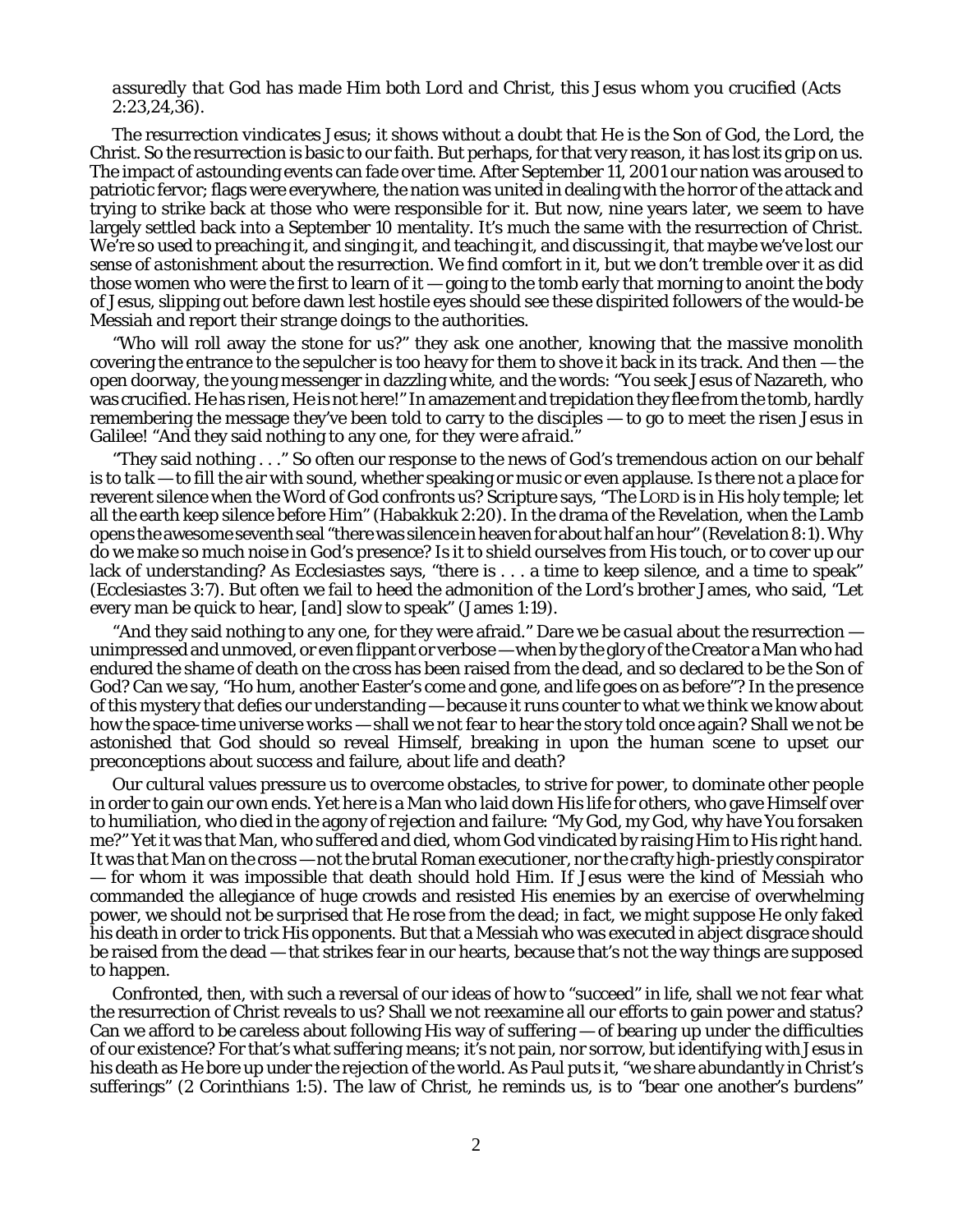*assuredly that God has made Him both Lord and Christ, this Jesus whom you crucified* (Acts 2:23,24,36).

The resurrection *vindicates* Jesus; it shows without a doubt that He is the Son of God, the Lord, the Christ. So the resurrection is basic to our faith. But perhaps, for that very reason, it has lost its grip on us. The impact of astounding events can fade over time. After September 11, 2001 our nation was aroused to patriotic fervor; flags were everywhere, the nation was united in dealing with the horror of the attack and trying to strike back at those who were responsible for it. But now, nine years later, we seem to have largely settled back into a September 10 mentality. It's much the same with the resurrection of Christ. We're so used to preaching it, and singing it, and teaching it, and discussing it, that maybe we've lost our sense of *astonishment* about the resurrection. We find comfort in it, but we don't tremble over it as did those women who were the first to learn of it — going to the tomb early that morning to anoint the body of Jesus, slipping out before dawn lest hostile eyes should see these dispirited followers of the would-be Messiah and report their strange doings to the authorities.

"Who will roll away the stone for us?" they ask one another, knowing that the massive monolith covering the entrance to the sepulcher is too heavy for them to shove it back in its track. And then — the open doorway, the young messenger in dazzling white, and the words: "You seek Jesus of Nazareth, who was crucified. He has risen, He is not here!" In amazement and trepidation they flee from the tomb, hardly remembering the message they've been told to carry to the disciples — to go to meet the risen Jesus in Galilee! "And they said nothing to any one, for they *were afraid*."

"They said nothing . . ." So often our response to the news of God's tremendous action on our behalf is to talk — to fill the air with sound, whether speaking or music or even applause. Is there not a place for reverent silence when the Word of God confronts us? Scripture says, "The LORD is in His holy temple; let all the earth keep silence before Him" (Habakkuk 2:20). In the drama of the Revelation, when the Lamb opens the awesome seventh seal "there was silence in heaven for about half an hour" (Revelation 8:1). Why do we make so much noise in God's presence? Is it to shield ourselves from His touch, or to cover up our lack of understanding? As Ecclesiastes says, "there is . . . a time to keep silence, and a time to speak" (Ecclesiastes 3:7). But often we fail to heed the admonition of the Lord's brother James, who said, "Let every man be quick to hear, [and] slow to speak" (James 1:19).

"And they said nothing to any one, for they were afraid." Dare we be *casual* about the resurrection — unimpressed and unmoved, or even flippant or verbose — when by the glory of the Creator a Man who had endured the shame of death on the cross has been raised from the dead, and so declared to be the Son of God? Can we say, "Ho hum, another Easter's come and gone, and life goes on as before"? In the presence of this mystery that defies our understanding — because it runs counter to what we think we know about how the space-time universe works — shall we not *fear* to hear the story told once again? Shall we not be astonished that God should so reveal Himself, breaking in upon the human scene to upset our preconceptions about success and failure, about life and death?

Our cultural values pressure us to overcome obstacles, to strive for power, to dominate other people in order to gain our own ends. Yet here is a Man who laid down His life for others, who gave Himself over to humiliation, who died in the agony of *rejection and failure*: "My God, my God, why have You forsaken me?" Yet it was *that* Man, who suffered *and* died, whom God vindicated by raising Him to His right hand. It was *that* Man on the cross — not the brutal Roman executioner, nor the crafty high-priestly conspirator — for whom it was impossible that death should hold Him. If Jesus were the kind of Messiah who commanded the allegiance of huge crowds and resisted His enemies by an exercise of overwhelming power, we should not be surprised that He rose from the dead; in fact, we might suppose He only faked his death in order to trick His opponents. But that a Messiah who was executed in abject disgrace should be raised from the dead — that strikes fear in our hearts, because that's not the way things are supposed to happen.

Confronted, then, with such a reversal of our ideas of how to "succeed" in life, shall we not *fear* what the resurrection of Christ reveals to us? Shall we not reexamine all our efforts to gain power and status? Can we afford to be careless about following His way of suffering — of *bearing up* under the difficulties of our existence? For that's what suffering means; it's not pain, nor sorrow, but identifying with Jesus in his death as He bore up under the rejection of the world. As Paul puts it, "we share abundantly in Christ's sufferings" (2 Corinthians 1:5). The law of Christ, he reminds us, is to "bear one another's burdens"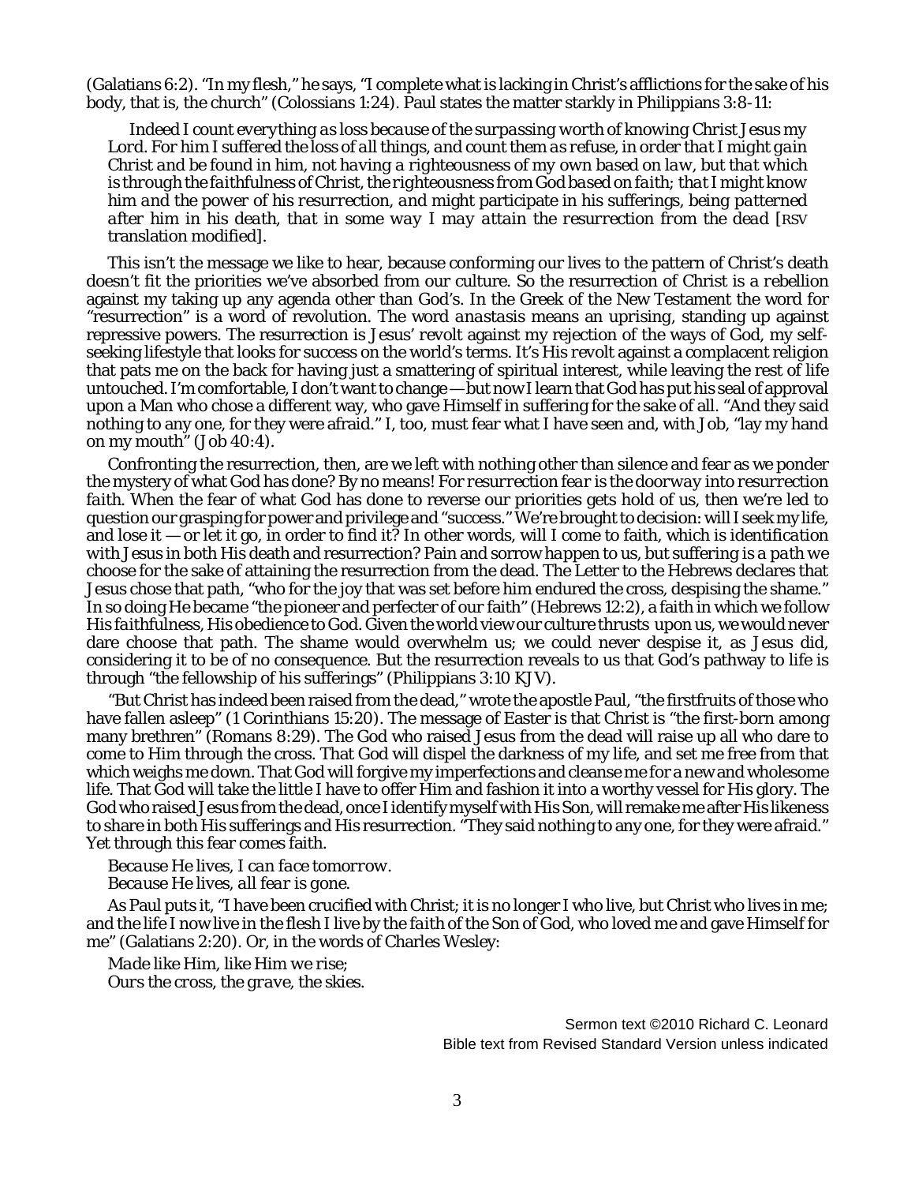(Galatians 6:2). "In my flesh," he says, "I complete what is lacking in Christ's afflictions for the sake of his body, that is, the church" (Colossians 1:24). Paul states the matter starkly in Philippians 3:8-11:

> *Indeed I count everything as loss because of the surpassing worth of knowing Christ Jesus my Lord. For him I suffered the loss of all things, and count them as refuse, in order that I might gain Christ and be found in him, not having a righteousness of my own based on law, but that which is through the faithfulness of Christ, the righteousness from God based on faith; that I might know him and the power of his resurrection, and might participate in his sufferings, being patterned after him in his death, that in some way I may attain the resurrection from the dead* [RSV translation modified].

This isn't the message we like to hear, because conforming our lives to the pattern of Christ's death doesn't fit the priorities we've absorbed from our culture. So the resurrection of Christ is *a rebellion* against my taking up any agenda other than God's. In the Greek of the New Testament the word for "resurrection" is a word of revolution. The word *anastasis* means an uprising, standing up against repressive powers. The resurrection is Jesus' revolt against my rejection of the ways of God, my self-seeking lifestyle that looks for success on the world's terms. It's His revolt against a complacent religion that pats me on the back for having just a smattering of spiritual interest, while leaving the rest of life untouched. I'm comfortable, I don't want to change — but now I learn that God has put his seal of approval upon a Man who chose a different way, who gave Himself in suffering for the sake of all. "And they said nothing to any one, for they were afraid." I, too, must fear what I have seen and, with Job, "lay my hand on my mouth" (Job 40:4).

Confronting the resurrection, then, are we left with nothing other than silence and fear as we ponder the mystery of what God has done? By no means! *For resurrection fear is the doorway into resurrection faith.* When the fear of what God has done to reverse our priorities gets hold of us, then we're led to question our grasping for power and privilege and "success." We're brought to decision: will I seek my life, and lose it — or let it go, in order to find it? In other words, will I come to faith, which is *identification* with Jesus in both His death and resurrection? Pain and sorrow *happen* to us, but suffering is *a path we choose* for the sake of attaining the resurrection from the dead. The Letter to the Hebrews declares that Jesus chose that path, "who for the joy that was set before him endured the cross, despising the shame." In so doing He became "the pioneer and perfecter of our faith" (Hebrews 12:2), a faith in which we follow *His faithfulness*, His obedience to God. Given the world view our culture thrusts upon us, we would never dare choose that path. The shame would overwhelm us; we could never despise it, as Jesus did, considering it to be of no consequence. But the resurrection reveals to us that God's pathway to life is through "the fellowship of his sufferings" (Philippians 3:10 KJV).

"But Christ has indeed been raised from the dead," wrote the apostle Paul, "the firstfruits of those who have fallen asleep" (1 Corinthians 15:20). The message of Easter is that Christ is "the first-born among many brethren" (Romans 8:29). The God who raised Jesus from the dead will raise up all who dare to come to Him through the cross. That God will dispel the darkness of my life, and set me free from that which weighs me down. That God will forgive my imperfections and cleanse me for a new and wholesome life. That God will take the little I have to offer Him and fashion it into a worthy vessel for His glory. The God who raised Jesus from the dead, once I identify myself with His Son, will remake me after His likeness to share in both His sufferings and His resurrection. "They said nothing to any one, for they were afraid." Yet through this fear comes faith.

*Because He lives, I can face tomorrow.*
*Because He lives, all fear is gone.*

As Paul puts it, "I have been crucified with Christ; it is no longer I who live, but Christ who lives in me; and the life I now live in the flesh I live by the *faith of the Son of God*, who loved me and gave Himself for me" (Galatians 2:20). Or, in the words of Charles Wesley:

*Made like Him, like Him we rise;*
*Ours the cross, the grave, the skies.*

Sermon text ©2010 Richard C. Leonard
Bible text from Revised Standard Version unless indicated